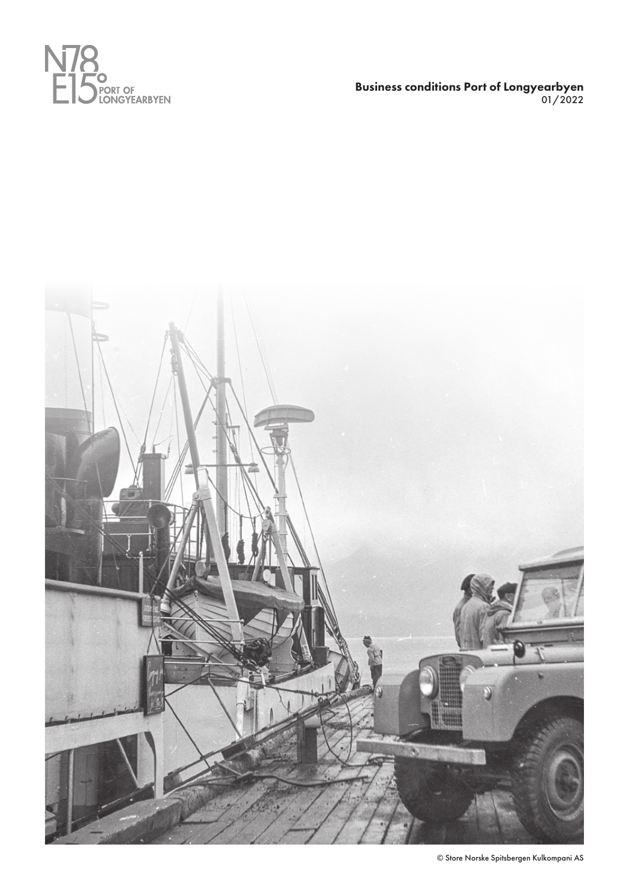N78 E15° PORT OF LONGYEARBYEN

# Business conditions Port of Longyearbyen

01/2022

© Store Norske Spitsbergen Kulkompani AS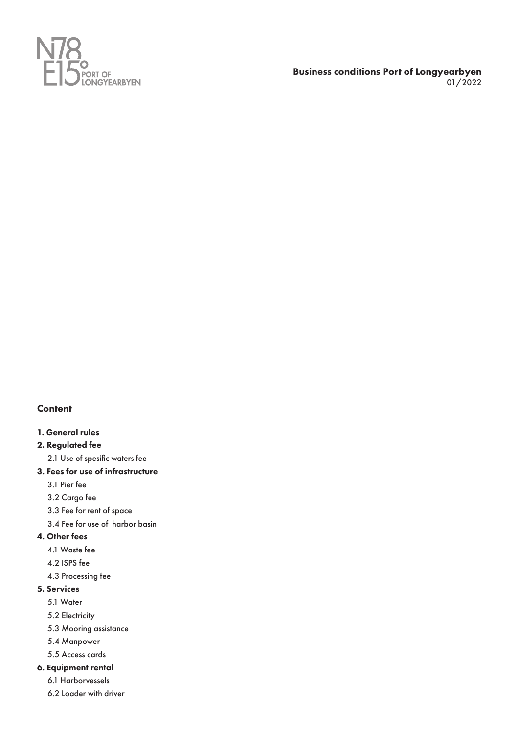**Business conditions Port of Longyearbyen**
01/2022

## Content

**1. General rules**

**2. Regulated fee**

- 2.1 Use of spesific waters fee

**3. Fees for use of infrastructure**

- 3.1 Pier fee
- 3.2 Cargo fee
- 3.3 Fee for rent of space
- 3.4 Fee for use of harbor basin

**4. Other fees**

- 4.1 Waste fee
- 4.2 ISPS fee
- 4.3 Processing fee

**5. Services**

- 5.1 Water
- 5.2 Electricity
- 5.3 Mooring assistance
- 5.4 Manpower
- 5.5 Access cards

**6. Equipment rental**

- 6.1 Harborvessels
- 6.2 Loader with driver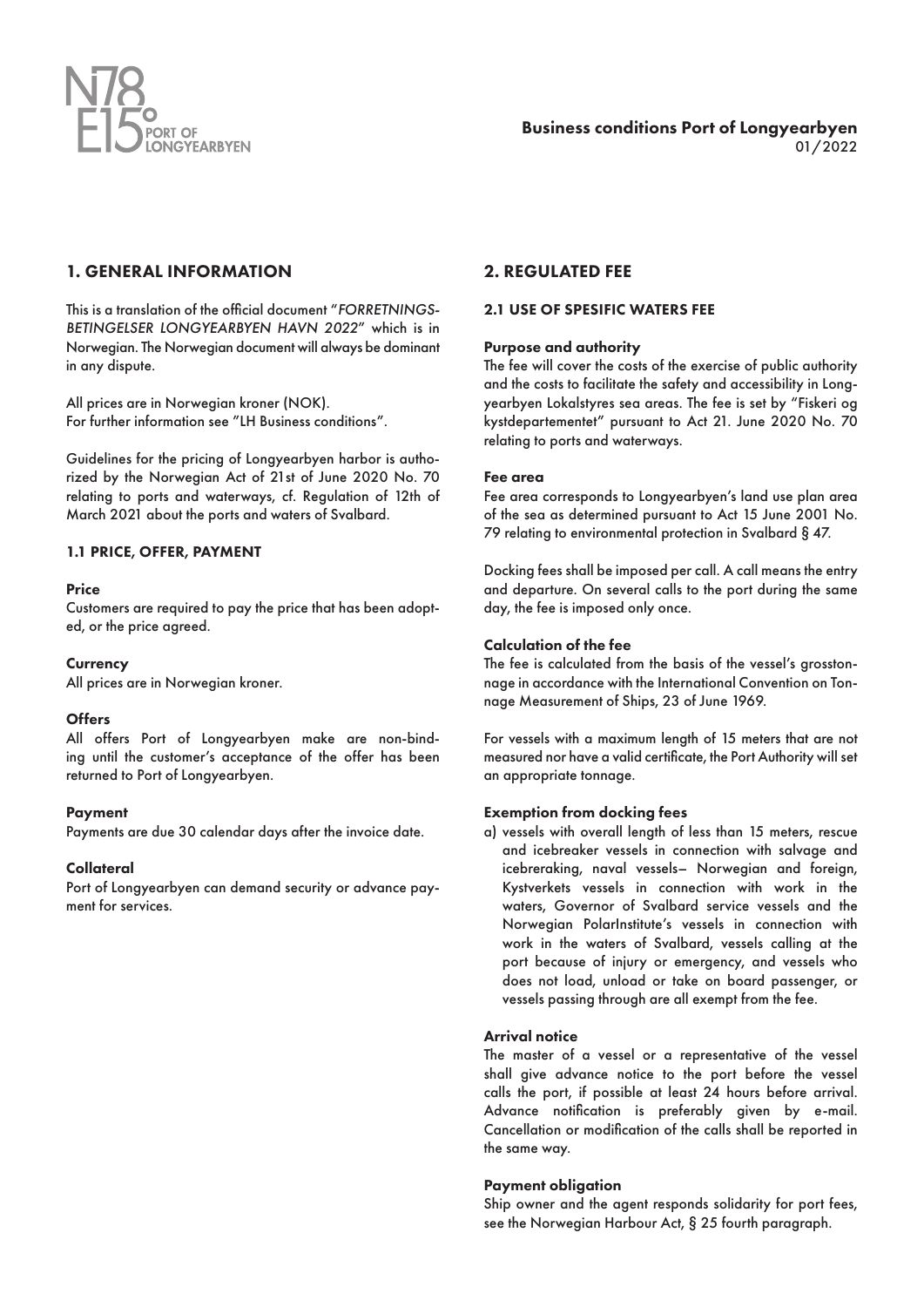# 1. GENERAL INFORMATION

This is a translation of the official document "*FORRETNINGS-BETINGELSER LONGYEARBYEN HAVN 2022*" which is in Norwegian. The Norwegian document will always be dominant in any dispute.

All prices are in Norwegian kroner (NOK).
For further information see "LH Business conditions".

Guidelines for the pricing of Longyearbyen harbor is authorized by the Norwegian Act of 21st of June 2020 No. 70 relating to ports and waterways, cf. Regulation of 12th of March 2021 about the ports and waters of Svalbard.

### 1.1 PRICE, OFFER, PAYMENT

**Price**
Customers are required to pay the price that has been adopted, or the price agreed.

**Currency**
All prices are in Norwegian kroner.

**Offers**
All offers Port of Longyearbyen make are non-binding until the customer's acceptance of the offer has been returned to Port of Longyearbyen.

**Payment**
Payments are due 30 calendar days after the invoice date.

**Collateral**
Port of Longyearbyen can demand security or advance payment for services.

# 2. REGULATED FEE

### 2.1 USE OF SPESIFIC WATERS FEE

**Purpose and authority**
The fee will cover the costs of the exercise of public authority and the costs to facilitate the safety and accessibility in Longyearbyen Lokalstyres sea areas. The fee is set by "Fiskeri og kystdepartementet" pursuant to Act 21. June 2020 No. 70 relating to ports and waterways.

**Fee area**
Fee area corresponds to Longyearbyen's land use plan area of the sea as determined pursuant to Act 15 June 2001 No. 79 relating to environmental protection in Svalbard § 47.

Docking fees shall be imposed per call. A call means the entry and departure. On several calls to the port during the same day, the fee is imposed only once.

**Calculation of the fee**
The fee is calculated from the basis of the vessel's grosstonnage in accordance with the International Convention on Tonnage Measurement of Ships, 23 of June 1969.

For vessels with a maximum length of 15 meters that are not measured nor have a valid certificate, the Port Authority will set an appropriate tonnage.

**Exemption from docking fees**

a) vessels with overall length of less than 15 meters, rescue and icebreaker vessels in connection with salvage and icebreraking, naval vessels– Norwegian and foreign, Kystverkets vessels in connection with work in the waters, Governor of Svalbard service vessels and the Norwegian PolarInstitute's vessels in connection with work in the waters of Svalbard, vessels calling at the port because of injury or emergency, and vessels who does not load, unload or take on board passenger, or vessels passing through are all exempt from the fee.

**Arrival notice**
The master of a vessel or a representative of the vessel shall give advance notice to the port before the vessel calls the port, if possible at least 24 hours before arrival. Advance notification is preferably given by e-mail. Cancellation or modification of the calls shall be reported in the same way.

**Payment obligation**
Ship owner and the agent responds solidarity for port fees, see the Norwegian Harbour Act, § 25 fourth paragraph.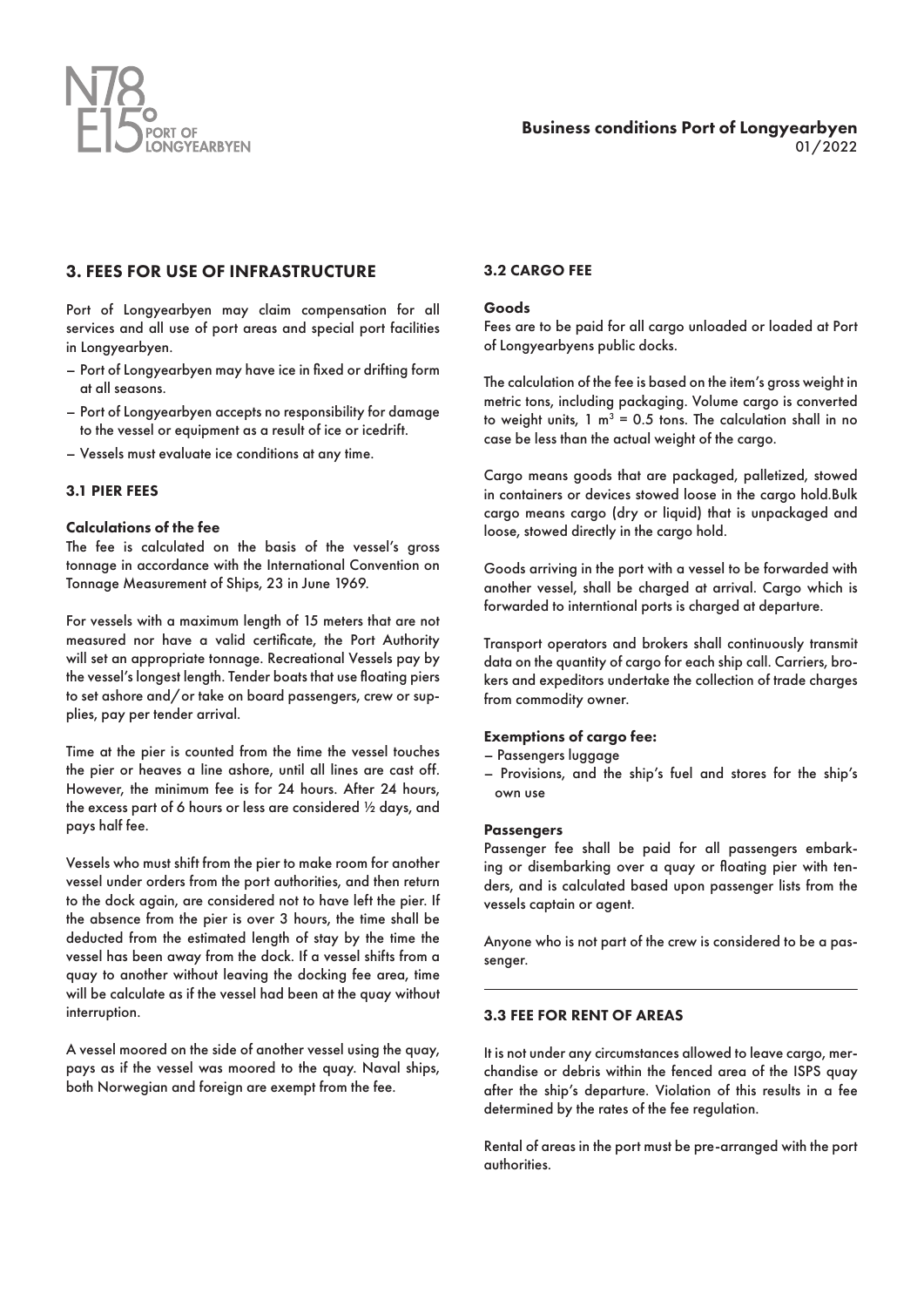## 3. FEES FOR USE OF INFRASTRUCTURE

Port of Longyearbyen may claim compensation for all services and all use of port areas and special port facilities in Longyearbyen.

- Port of Longyearbyen may have ice in fixed or drifting form at all seasons.
- Port of Longyearbyen accepts no responsibility for damage to the vessel or equipment as a result of ice or icedrift.
- Vessels must evaluate ice conditions at any time.

### 3.1 PIER FEES

#### Calculations of the fee

The fee is calculated on the basis of the vessel's gross tonnage in accordance with the International Convention on Tonnage Measurement of Ships, 23 in June 1969.

For vessels with a maximum length of 15 meters that are not measured nor have a valid certificate, the Port Authority will set an appropriate tonnage. Recreational Vessels pay by the vessel's longest length. Tender boats that use floating piers to set ashore and/or take on board passengers, crew or supplies, pay per tender arrival.

Time at the pier is counted from the time the vessel touches the pier or heaves a line ashore, until all lines are cast off. However, the minimum fee is for 24 hours. After 24 hours, the excess part of 6 hours or less are considered ½ days, and pays half fee.

Vessels who must shift from the pier to make room for another vessel under orders from the port authorities, and then return to the dock again, are considered not to have left the pier. If the absence from the pier is over 3 hours, the time shall be deducted from the estimated length of stay by the time the vessel has been away from the dock. If a vessel shifts from a quay to another without leaving the docking fee area, time will be calculate as if the vessel had been at the quay without interruption.

A vessel moored on the side of another vessel using the quay, pays as if the vessel was moored to the quay. Naval ships, both Norwegian and foreign are exempt from the fee.

### 3.2 CARGO FEE

#### Goods

Fees are to be paid for all cargo unloaded or loaded at Port of Longyearbyens public docks.

The calculation of the fee is based on the item's gross weight in metric tons, including packaging. Volume cargo is converted to weight units, 1 $m^3$ = 0.5 tons. The calculation shall in no case be less than the actual weight of the cargo.

Cargo means goods that are packaged, palletized, stowed in containers or devices stowed loose in the cargo hold.Bulk cargo means cargo (dry or liquid) that is unpackaged and loose, stowed directly in the cargo hold.

Goods arriving in the port with a vessel to be forwarded with another vessel, shall be charged at arrival. Cargo which is forwarded to interntional ports is charged at departure.

Transport operators and brokers shall continuously transmit data on the quantity of cargo for each ship call. Carriers, brokers and expeditors undertake the collection of trade charges from commodity owner.

#### Exemptions of cargo fee:

- Passengers luggage
- Provisions, and the ship's fuel and stores for the ship's own use

#### Passengers

Passenger fee shall be paid for all passengers embarking or disembarking over a quay or floating pier with tenders, and is calculated based upon passenger lists from the vessels captain or agent.

Anyone who is not part of the crew is considered to be a passenger.

---

### 3.3 FEE FOR RENT OF AREAS

It is not under any circumstances allowed to leave cargo, merchandise or debris within the fenced area of the ISPS quay after the ship's departure. Violation of this results in a fee determined by the rates of the fee regulation.

Rental of areas in the port must be pre-arranged with the port authorities.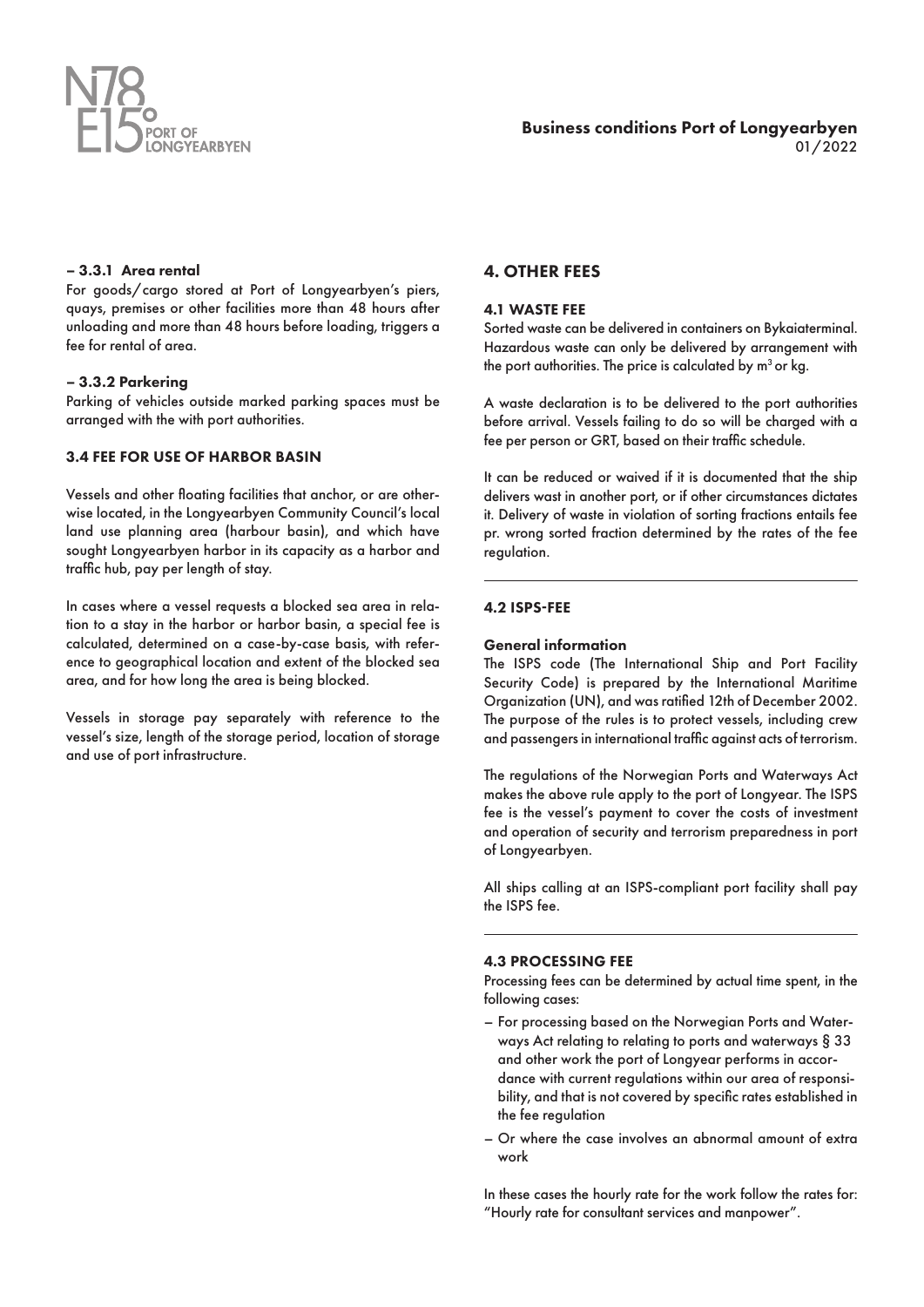**– 3.3.1 Area rental**

For goods/cargo stored at Port of Longyearbyen's piers, quays, premises or other facilities more than 48 hours after unloading and more than 48 hours before loading, triggers a fee for rental of area.

**– 3.3.2 Parkering**

Parking of vehicles outside marked parking spaces must be arranged with the with port authorities.

### 3.4 FEE FOR USE OF HARBOR BASIN

Vessels and other floating facilities that anchor, or are otherwise located, in the Longyearbyen Community Council's local land use planning area (harbour basin), and which have sought Longyearbyen harbor in its capacity as a harbor and traffic hub, pay per length of stay.

In cases where a vessel requests a blocked sea area in relation to a stay in the harbor or harbor basin, a special fee is calculated, determined on a case-by-case basis, with reference to geographical location and extent of the blocked sea area, and for how long the area is being blocked.

Vessels in storage pay separately with reference to the vessel's size, length of the storage period, location of storage and use of port infrastructure.

## 4. OTHER FEES

### 4.1 WASTE FEE

Sorted waste can be delivered in containers on Bykaiaterminal. Hazardous waste can only be delivered by arrangement with the port authorities. The price is calculated by $m^3$ or kg.

A waste declaration is to be delivered to the port authorities before arrival. Vessels failing to do so will be charged with a fee per person or GRT, based on their traffic schedule.

It can be reduced or waived if it is documented that the ship delivers wast in another port, or if other circumstances dictates it. Delivery of waste in violation of sorting fractions entails fee pr. wrong sorted fraction determined by the rates of the fee regulation.

### 4.2 ISPS-FEE

**General information**

The ISPS code (The International Ship and Port Facility Security Code) is prepared by the International Maritime Organization (UN), and was ratified 12th of December 2002. The purpose of the rules is to protect vessels, including crew and passengers in international traffic against acts of terrorism.

The regulations of the Norwegian Ports and Waterways Act makes the above rule apply to the port of Longyear. The ISPS fee is the vessel's payment to cover the costs of investment and operation of security and terrorism preparedness in port of Longyearbyen.

All ships calling at an ISPS-compliant port facility shall pay the ISPS fee.

### 4.3 PROCESSING FEE

Processing fees can be determined by actual time spent, in the following cases:

- For processing based on the Norwegian Ports and Waterways Act relating to relating to ports and waterways § 33 and other work the port of Longyear performs in accordance with current regulations within our area of responsibility, and that is not covered by specific rates established in the fee regulation
- Or where the case involves an abnormal amount of extra work

In these cases the hourly rate for the work follow the rates for: "Hourly rate for consultant services and manpower".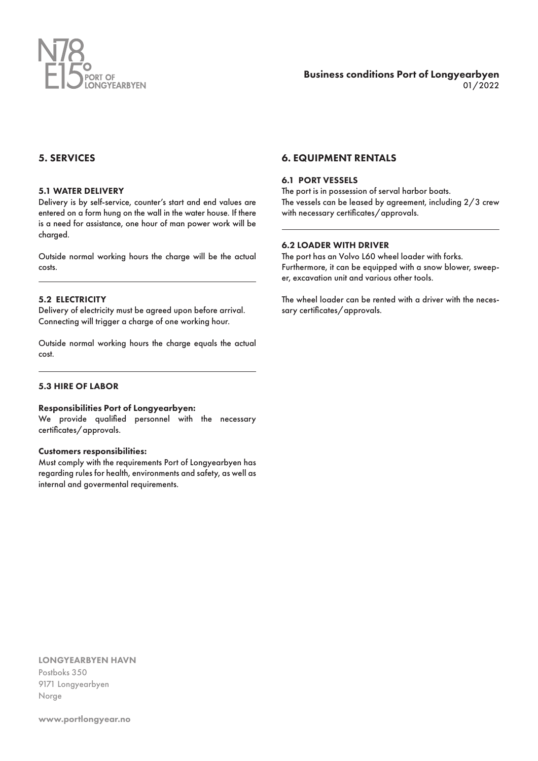## 5. SERVICES

### 5.1 WATER DELIVERY

Delivery is by self-service, counter's start and end values are entered on a form hung on the wall in the water house. If there is a need for assistance, one hour of man power work will be charged.

Outside normal working hours the charge will be the actual costs.

### 5.2 ELECTRICITY

Delivery of electricity must be agreed upon before arrival. Connecting will trigger a charge of one working hour.

Outside normal working hours the charge equals the actual cost.

### 5.3 HIRE OF LABOR

**Responsibilities Port of Longyearbyen:**
We provide qualified personnel with the necessary certificates/approvals.

**Customers responsibilities:**
Must comply with the requirements Port of Longyearbyen has regarding rules for health, environments and safety, as well as internal and govermental requirements.

## 6. EQUIPMENT RENTALS

### 6.1 PORT VESSELS

The port is in possession of serval harbor boats.
The vessels can be leased by agreement, including 2/3 crew with necessary certificates/approvals.

### 6.2 LOADER WITH DRIVER

The port has an Volvo L60 wheel loader with forks.
Furthermore, it can be equipped with a snow blower, sweeper, excavation unit and various other tools.

The wheel loader can be rented with a driver with the necessary certificates/approvals.

**LONGYEARBYEN HAVN**
Postboks 350
9171 Longyearbyen
Norge

**www.portlongyear.no**